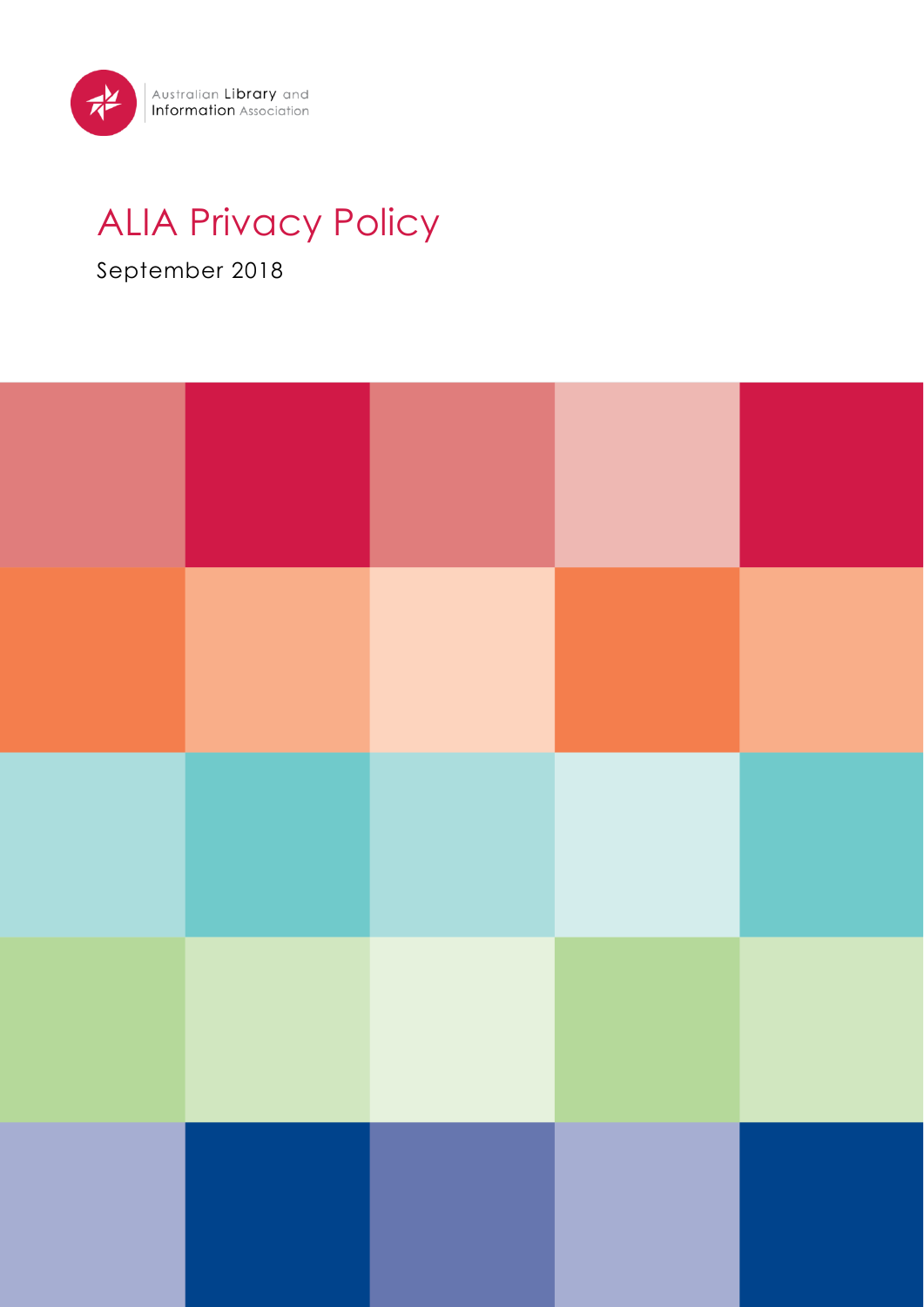Australian Library and Information Association

# ALIA Privacy Policy

September 2018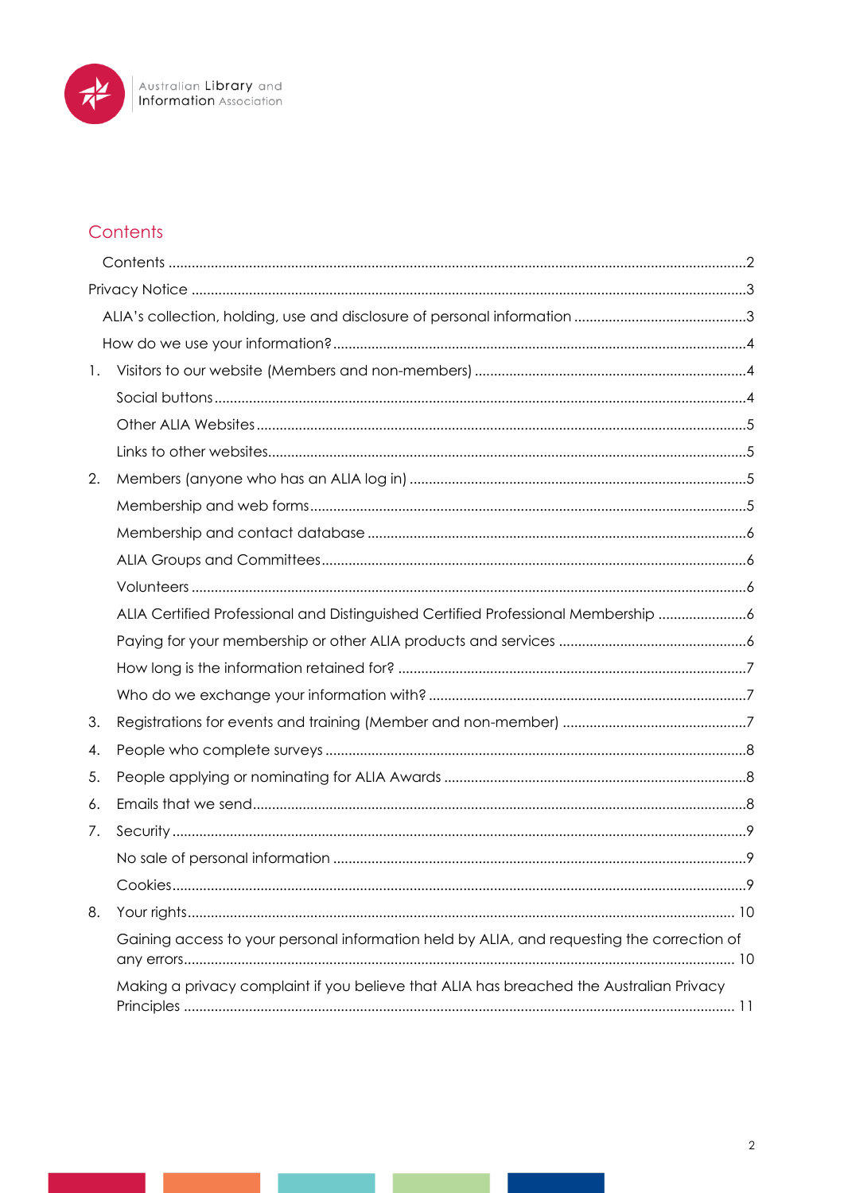Australian Library and Information Association

## Contents

- Contents ....................2
- Privacy Notice ....................3
  - ALIA's collection, holding, use and disclosure of personal information ....................3
  - How do we use your information? ....................4
1. Visitors to our website (Members and non-members) ....................4
   - Social buttons ....................4
   - Other ALIA Websites ....................5
   - Links to other websites ....................5
2. Members (anyone who has an ALIA log in) ....................5
   - Membership and web forms ....................5
   - Membership and contact database ....................6
   - ALIA Groups and Committees ....................6
   - Volunteers ....................6
   - ALIA Certified Professional and Distinguished Certified Professional Membership ....................6
   - Paying for your membership or other ALIA products and services ....................6
   - How long is the information retained for? ....................7
   - Who do we exchange your information with? ....................7
3. Registrations for events and training (Member and non-member) ....................7
4. People who complete surveys ....................8
5. People applying or nominating for ALIA Awards ....................8
6. Emails that we send ....................8
7. Security ....................9
   - No sale of personal information ....................9
   - Cookies ....................9
8. Your rights ....................10
   - Gaining access to your personal information held by ALIA, and requesting the correction of any errors ....................10
   - Making a privacy complaint if you believe that ALIA has breached the Australian Privacy Principles ....................11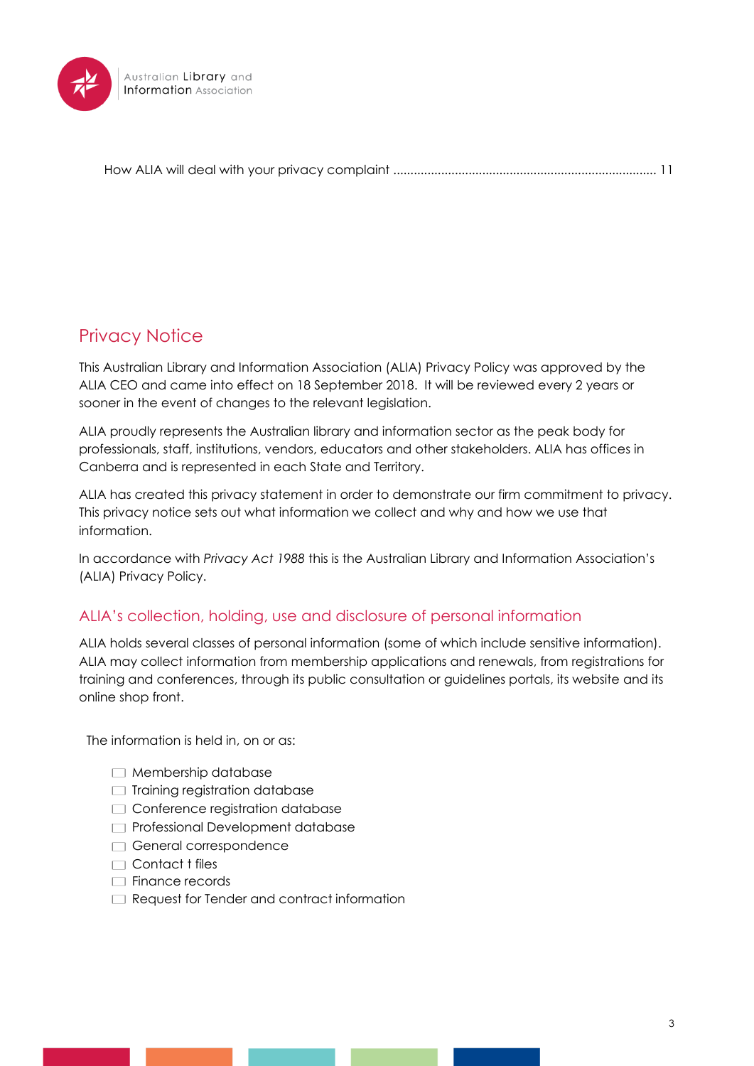How ALIA will deal with your privacy complaint ............................................................................ 11

## Privacy Notice

This Australian Library and Information Association (ALIA) Privacy Policy was approved by the ALIA CEO and came into effect on 18 September 2018. It will be reviewed every 2 years or sooner in the event of changes to the relevant legislation.

ALIA proudly represents the Australian library and information sector as the peak body for professionals, staff, institutions, vendors, educators and other stakeholders. ALIA has offices in Canberra and is represented in each State and Territory.

ALIA has created this privacy statement in order to demonstrate our firm commitment to privacy. This privacy notice sets out what information we collect and why and how we use that information.

In accordance with *Privacy Act 1988* this is the Australian Library and Information Association's (ALIA) Privacy Policy.

### ALIA's collection, holding, use and disclosure of personal information

ALIA holds several classes of personal information (some of which include sensitive information). ALIA may collect information from membership applications and renewals, from registrations for training and conferences, through its public consultation or guidelines portals, its website and its online shop front.

The information is held in, on or as:

- Membership database
- Training registration database
- Conference registration database
- Professional Development database
- General correspondence
- Contact t files
- Finance records
- Request for Tender and contract information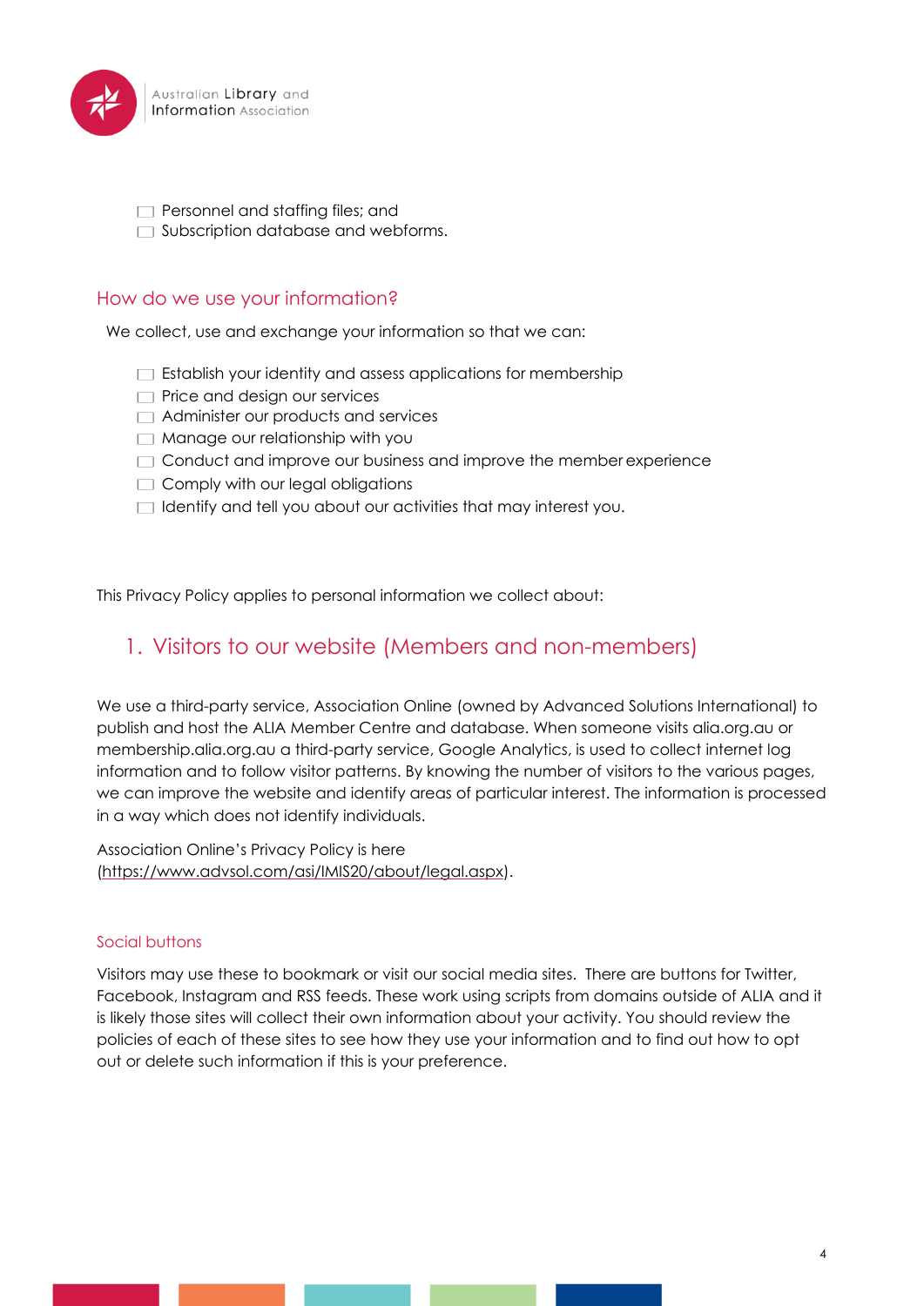- Personnel and staffing files; and
- Subscription database and webforms.

## How do we use your information?

We collect, use and exchange your information so that we can:

- Establish your identity and assess applications for membership
- Price and design our services
- Administer our products and services
- Manage our relationship with you
- Conduct and improve our business and improve the member experience
- Comply with our legal obligations
- Identify and tell you about our activities that may interest you.

This Privacy Policy applies to personal information we collect about:

## 1. Visitors to our website (Members and non-members)

We use a third-party service, Association Online (owned by Advanced Solutions International) to publish and host the ALIA Member Centre and database. When someone visits alia.org.au or membership.alia.org.au a third-party service, Google Analytics, is used to collect internet log information and to follow visitor patterns. By knowing the number of visitors to the various pages, we can improve the website and identify areas of particular interest. The information is processed in a way which does not identify individuals.

Association Online's Privacy Policy is here (https://www.advsol.com/asi/IMIS20/about/legal.aspx).

### Social buttons

Visitors may use these to bookmark or visit our social media sites. There are buttons for Twitter, Facebook, Instagram and RSS feeds. These work using scripts from domains outside of ALIA and it is likely those sites will collect their own information about your activity. You should review the policies of each of these sites to see how they use your information and to find out how to opt out or delete such information if this is your preference.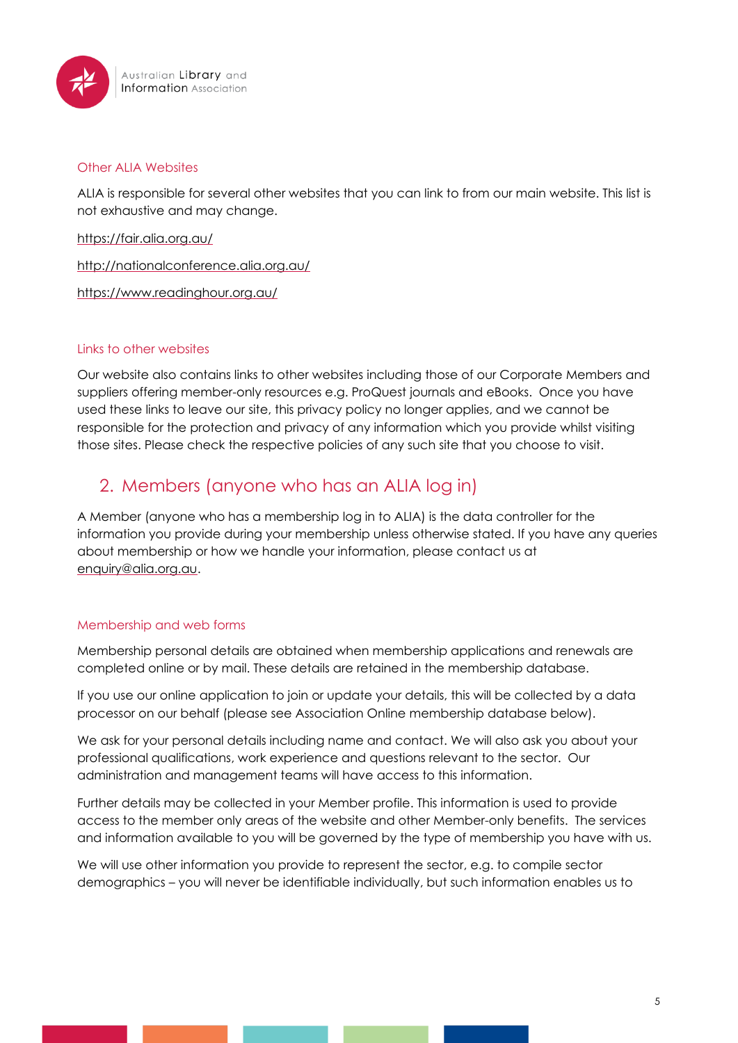### Other ALIA Websites

ALIA is responsible for several other websites that you can link to from our main website. This list is not exhaustive and may change.

https://fair.alia.org.au/

http://nationalconference.alia.org.au/

https://www.readinghour.org.au/

### Links to other websites

Our website also contains links to other websites including those of our Corporate Members and suppliers offering member-only resources e.g. ProQuest journals and eBooks. Once you have used these links to leave our site, this privacy policy no longer applies, and we cannot be responsible for the protection and privacy of any information which you provide whilst visiting those sites. Please check the respective policies of any such site that you choose to visit.

## 2. Members (anyone who has an ALIA log in)

A Member (anyone who has a membership log in to ALIA) is the data controller for the information you provide during your membership unless otherwise stated. If you have any queries about membership or how we handle your information, please contact us at enquiry@alia.org.au.

### Membership and web forms

Membership personal details are obtained when membership applications and renewals are completed online or by mail. These details are retained in the membership database.

If you use our online application to join or update your details, this will be collected by a data processor on our behalf (please see Association Online membership database below).

We ask for your personal details including name and contact. We will also ask you about your professional qualifications, work experience and questions relevant to the sector. Our administration and management teams will have access to this information.

Further details may be collected in your Member profile. This information is used to provide access to the member only areas of the website and other Member-only benefits. The services and information available to you will be governed by the type of membership you have with us.

We will use other information you provide to represent the sector, e.g. to compile sector demographics – you will never be identifiable individually, but such information enables us to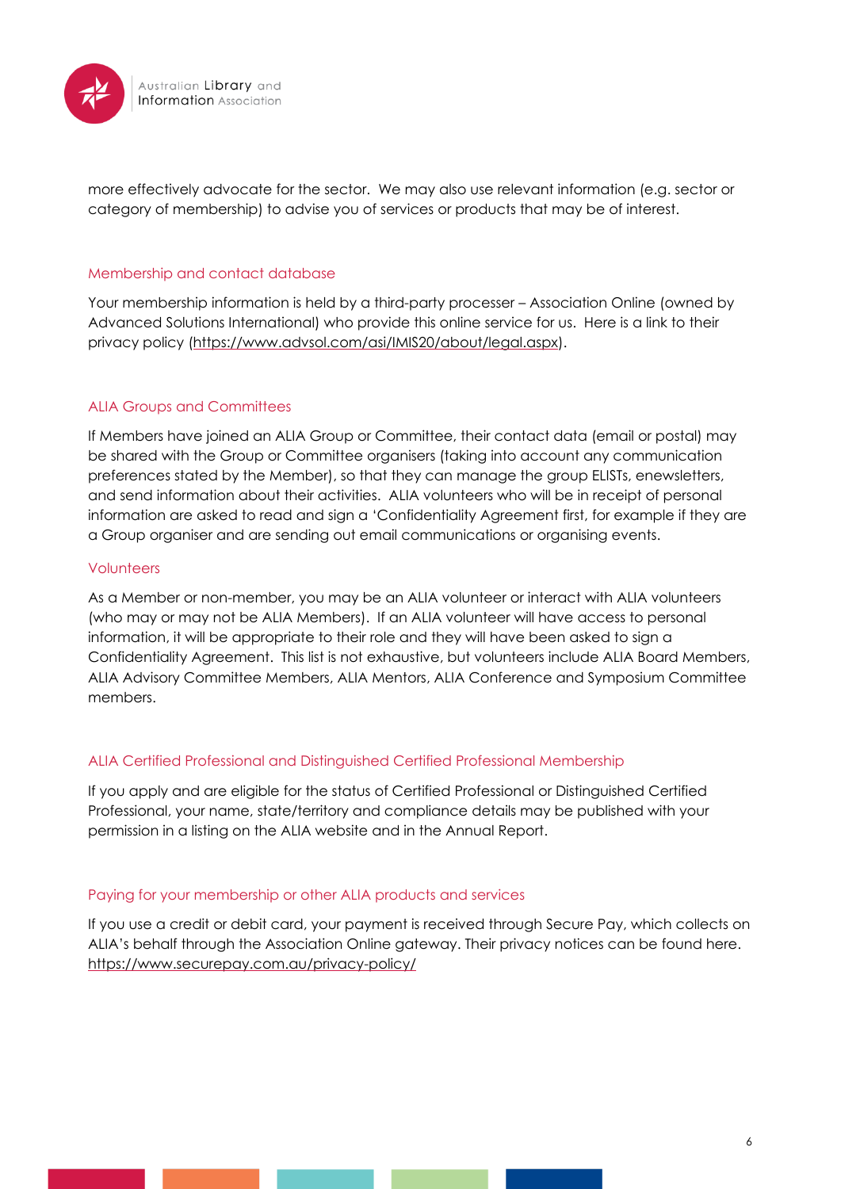more effectively advocate for the sector. We may also use relevant information (e.g. sector or category of membership) to advise you of services or products that may be of interest.

## Membership and contact database

Your membership information is held by a third-party processer – Association Online (owned by Advanced Solutions International) who provide this online service for us. Here is a link to their privacy policy (https://www.advsol.com/asi/IMIS20/about/legal.aspx).

## ALIA Groups and Committees

If Members have joined an ALIA Group or Committee, their contact data (email or postal) may be shared with the Group or Committee organisers (taking into account any communication preferences stated by the Member), so that they can manage the group ELISTs, enewsletters, and send information about their activities. ALIA volunteers who will be in receipt of personal information are asked to read and sign a 'Confidentiality Agreement first, for example if they are a Group organiser and are sending out email communications or organising events.

## Volunteers

As a Member or non-member, you may be an ALIA volunteer or interact with ALIA volunteers (who may or may not be ALIA Members). If an ALIA volunteer will have access to personal information, it will be appropriate to their role and they will have been asked to sign a Confidentiality Agreement. This list is not exhaustive, but volunteers include ALIA Board Members, ALIA Advisory Committee Members, ALIA Mentors, ALIA Conference and Symposium Committee members.

## ALIA Certified Professional and Distinguished Certified Professional Membership

If you apply and are eligible for the status of Certified Professional or Distinguished Certified Professional, your name, state/territory and compliance details may be published with your permission in a listing on the ALIA website and in the Annual Report.

## Paying for your membership or other ALIA products and services

If you use a credit or debit card, your payment is received through Secure Pay, which collects on ALIA's behalf through the Association Online gateway. Their privacy notices can be found here. https://www.securepay.com.au/privacy-policy/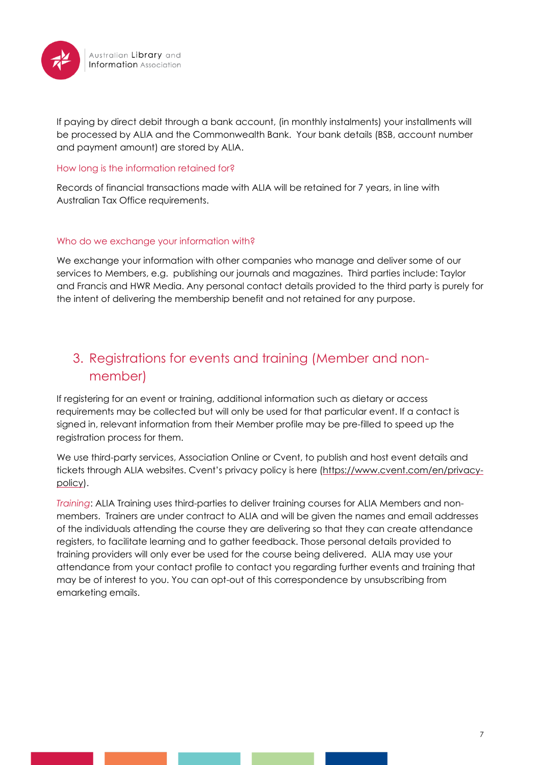If paying by direct debit through a bank account, (in monthly instalments) your installments will be processed by ALIA and the Commonwealth Bank. Your bank details (BSB, account number and payment amount) are stored by ALIA.

### How long is the information retained for?

Records of financial transactions made with ALIA will be retained for 7 years, in line with Australian Tax Office requirements.

### Who do we exchange your information with?

We exchange your information with other companies who manage and deliver some of our services to Members, e.g. publishing our journals and magazines. Third parties include: Taylor and Francis and HWR Media. Any personal contact details provided to the third party is purely for the intent of delivering the membership benefit and not retained for any purpose.

## 3. Registrations for events and training (Member and non-member)

If registering for an event or training, additional information such as dietary or access requirements may be collected but will only be used for that particular event. If a contact is signed in, relevant information from their Member profile may be pre-filled to speed up the registration process for them.

We use third-party services, Association Online or Cvent, to publish and host event details and tickets through ALIA websites. Cvent's privacy policy is here (https://www.cvent.com/en/privacy-policy).

*Training*: ALIA Training uses third-parties to deliver training courses for ALIA Members and non-members. Trainers are under contract to ALIA and will be given the names and email addresses of the individuals attending the course they are delivering so that they can create attendance registers, to facilitate learning and to gather feedback. Those personal details provided to training providers will only ever be used for the course being delivered. ALIA may use your attendance from your contact profile to contact you regarding further events and training that may be of interest to you. You can opt-out of this correspondence by unsubscribing from emarketing emails.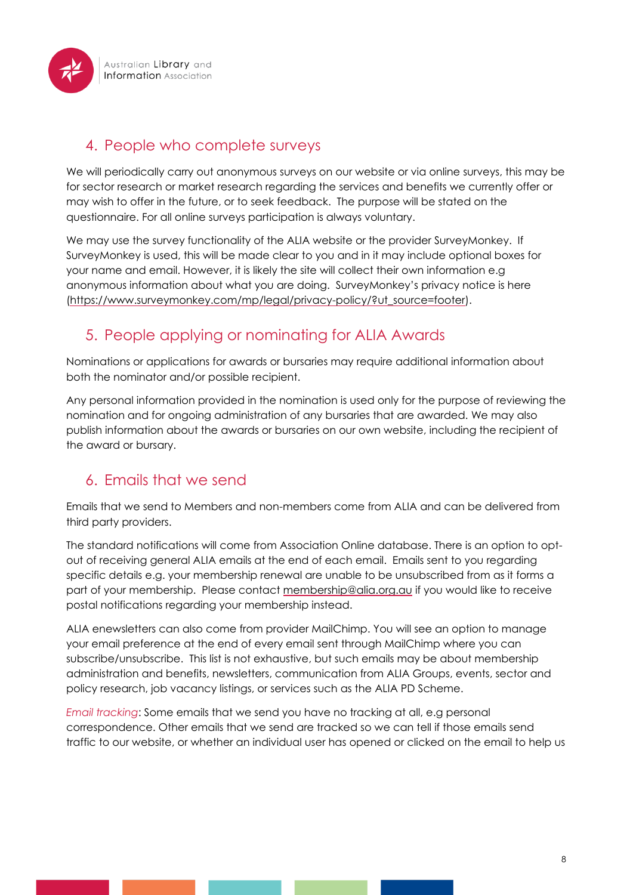## 4. People who complete surveys

We will periodically carry out anonymous surveys on our website or via online surveys, this may be for sector research or market research regarding the services and benefits we currently offer or may wish to offer in the future, or to seek feedback. The purpose will be stated on the questionnaire. For all online surveys participation is always voluntary.

We may use the survey functionality of the ALIA website or the provider SurveyMonkey. If SurveyMonkey is used, this will be made clear to you and in it may include optional boxes for your name and email. However, it is likely the site will collect their own information e.g anonymous information about what you are doing. SurveyMonkey's privacy notice is here (https://www.surveymonkey.com/mp/legal/privacy-policy/?ut_source=footer).

## 5. People applying or nominating for ALIA Awards

Nominations or applications for awards or bursaries may require additional information about both the nominator and/or possible recipient.

Any personal information provided in the nomination is used only for the purpose of reviewing the nomination and for ongoing administration of any bursaries that are awarded. We may also publish information about the awards or bursaries on our own website, including the recipient of the award or bursary.

## 6. Emails that we send

Emails that we send to Members and non-members come from ALIA and can be delivered from third party providers.

The standard notifications will come from Association Online database. There is an option to opt-out of receiving general ALIA emails at the end of each email. Emails sent to you regarding specific details e.g. your membership renewal are unable to be unsubscribed from as it forms a part of your membership. Please contact membership@alia.org.au if you would like to receive postal notifications regarding your membership instead.

ALIA enewsletters can also come from provider MailChimp. You will see an option to manage your email preference at the end of every email sent through MailChimp where you can subscribe/unsubscribe. This list is not exhaustive, but such emails may be about membership administration and benefits, newsletters, communication from ALIA Groups, events, sector and policy research, job vacancy listings, or services such as the ALIA PD Scheme.

*Email tracking*: Some emails that we send you have no tracking at all, e.g personal correspondence. Other emails that we send are tracked so we can tell if those emails send traffic to our website, or whether an individual user has opened or clicked on the email to help us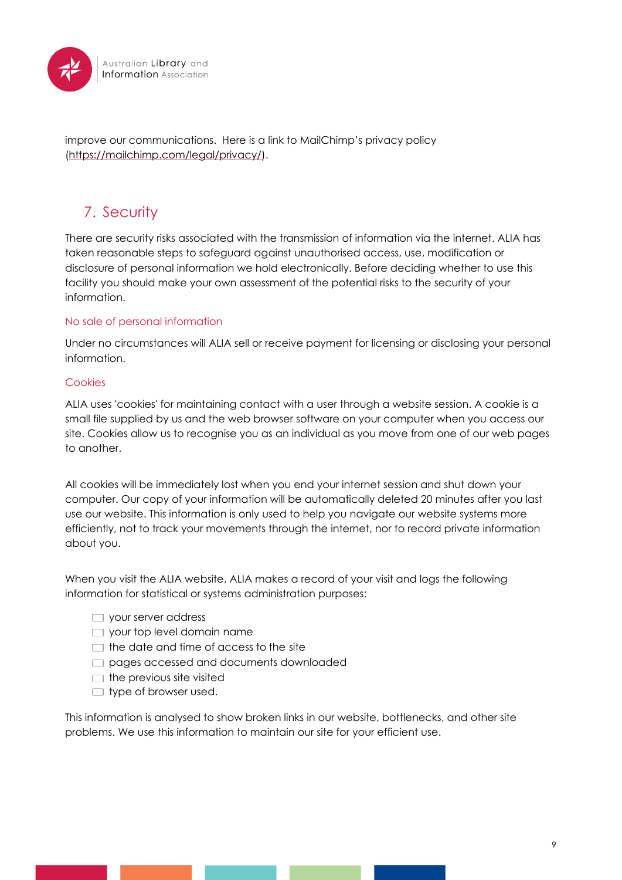improve our communications. Here is a link to MailChimp's privacy policy (https://mailchimp.com/legal/privacy/).

## 7. Security

There are security risks associated with the transmission of information via the internet. ALIA has taken reasonable steps to safeguard against unauthorised access, use, modification or disclosure of personal information we hold electronically. Before deciding whether to use this facility you should make your own assessment of the potential risks to the security of your information.

### No sale of personal information

Under no circumstances will ALIA sell or receive payment for licensing or disclosing your personal information.

### Cookies

ALIA uses 'cookies' for maintaining contact with a user through a website session. A cookie is a small file supplied by us and the web browser software on your computer when you access our site. Cookies allow us to recognise you as an individual as you move from one of our web pages to another.

All cookies will be immediately lost when you end your internet session and shut down your computer. Our copy of your information will be automatically deleted 20 minutes after you last use our website. This information is only used to help you navigate our website systems more efficiently, not to track your movements through the internet, nor to record private information about you.

When you visit the ALIA website, ALIA makes a record of your visit and logs the following information for statistical or systems administration purposes:

- your server address
- your top level domain name
- the date and time of access to the site
- pages accessed and documents downloaded
- the previous site visited
- type of browser used.

This information is analysed to show broken links in our website, bottlenecks, and other site problems. We use this information to maintain our site for your efficient use.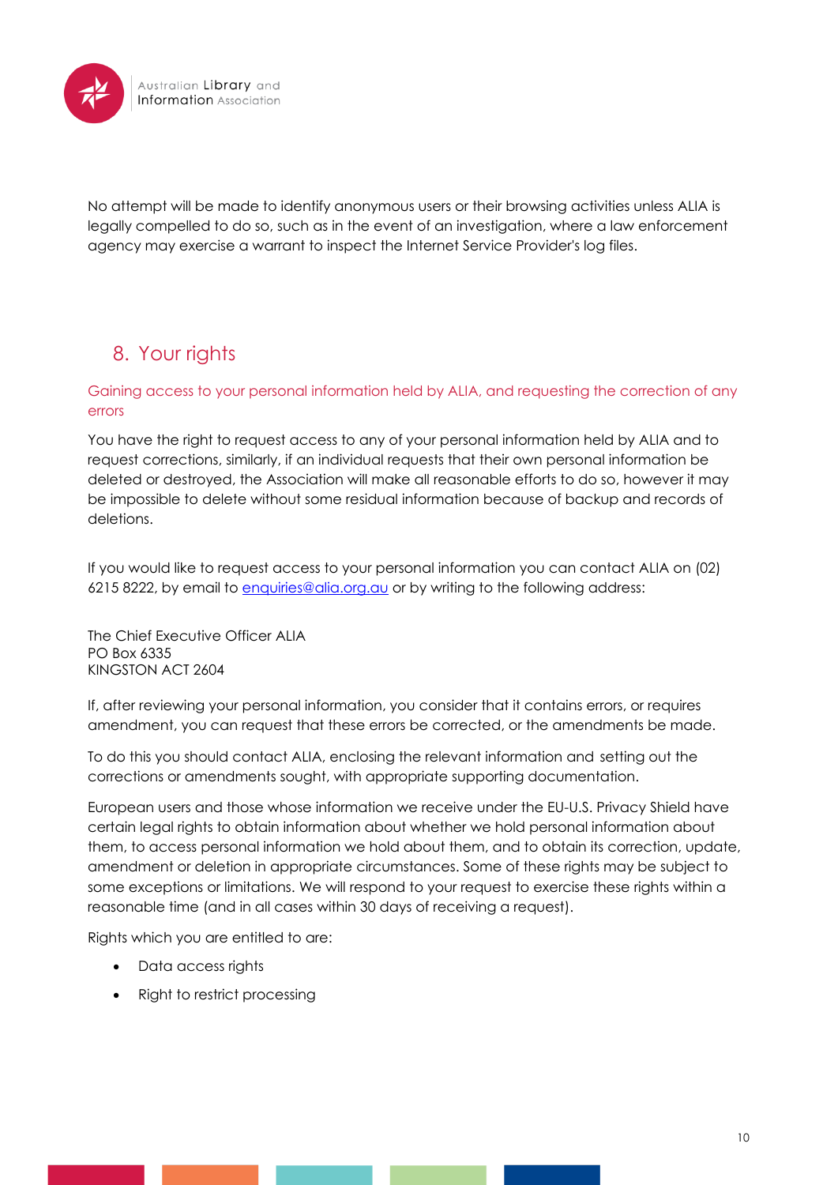No attempt will be made to identify anonymous users or their browsing activities unless ALIA is legally compelled to do so, such as in the event of an investigation, where a law enforcement agency may exercise a warrant to inspect the Internet Service Provider's log files.

## 8. Your rights

### Gaining access to your personal information held by ALIA, and requesting the correction of any errors

You have the right to request access to any of your personal information held by ALIA and to request corrections, similarly, if an individual requests that their own personal information be deleted or destroyed, the Association will make all reasonable efforts to do so, however it may be impossible to delete without some residual information because of backup and records of deletions.

If you would like to request access to your personal information you can contact ALIA on (02) 6215 8222, by email to [enquiries@alia.org.au](mailto:enquiries@alia.org.au) or by writing to the following address:

The Chief Executive Officer ALIA
PO Box 6335
KINGSTON ACT 2604

If, after reviewing your personal information, you consider that it contains errors, or requires amendment, you can request that these errors be corrected, or the amendments be made.

To do this you should contact ALIA, enclosing the relevant information and setting out the corrections or amendments sought, with appropriate supporting documentation.

European users and those whose information we receive under the EU-U.S. Privacy Shield have certain legal rights to obtain information about whether we hold personal information about them, to access personal information we hold about them, and to obtain its correction, update, amendment or deletion in appropriate circumstances. Some of these rights may be subject to some exceptions or limitations. We will respond to your request to exercise these rights within a reasonable time (and in all cases within 30 days of receiving a request).

Rights which you are entitled to are:

- Data access rights
- Right to restrict processing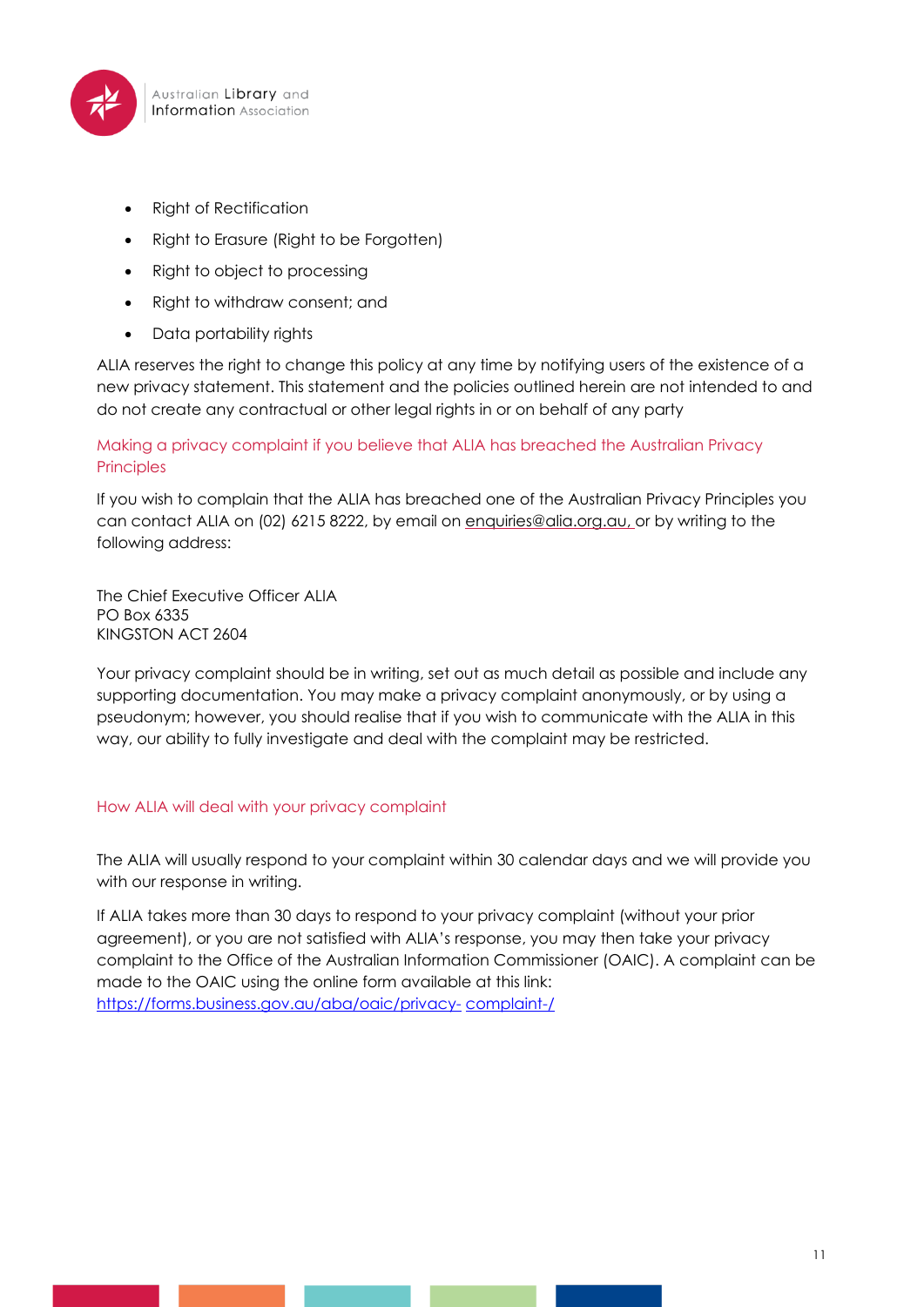- Right of Rectification
- Right to Erasure (Right to be Forgotten)
- Right to object to processing
- Right to withdraw consent; and
- Data portability rights

ALIA reserves the right to change this policy at any time by notifying users of the existence of a new privacy statement. This statement and the policies outlined herein are not intended to and do not create any contractual or other legal rights in or on behalf of any party

## Making a privacy complaint if you believe that ALIA has breached the Australian Privacy Principles

If you wish to complain that the ALIA has breached one of the Australian Privacy Principles you can contact ALIA on (02) 6215 8222, by email on enquiries@alia.org.au, or by writing to the following address:

The Chief Executive Officer ALIA
PO Box 6335
KINGSTON ACT 2604

Your privacy complaint should be in writing, set out as much detail as possible and include any supporting documentation. You may make a privacy complaint anonymously, or by using a pseudonym; however, you should realise that if you wish to communicate with the ALIA in this way, our ability to fully investigate and deal with the complaint may be restricted.

## How ALIA will deal with your privacy complaint

The ALIA will usually respond to your complaint within 30 calendar days and we will provide you with our response in writing.

If ALIA takes more than 30 days to respond to your privacy complaint (without your prior agreement), or you are not satisfied with ALIA's response, you may then take your privacy complaint to the Office of the Australian Information Commissioner (OAIC). A complaint can be made to the OAIC using the online form available at this link: https://forms.business.gov.au/aba/oaic/privacy- complaint-/